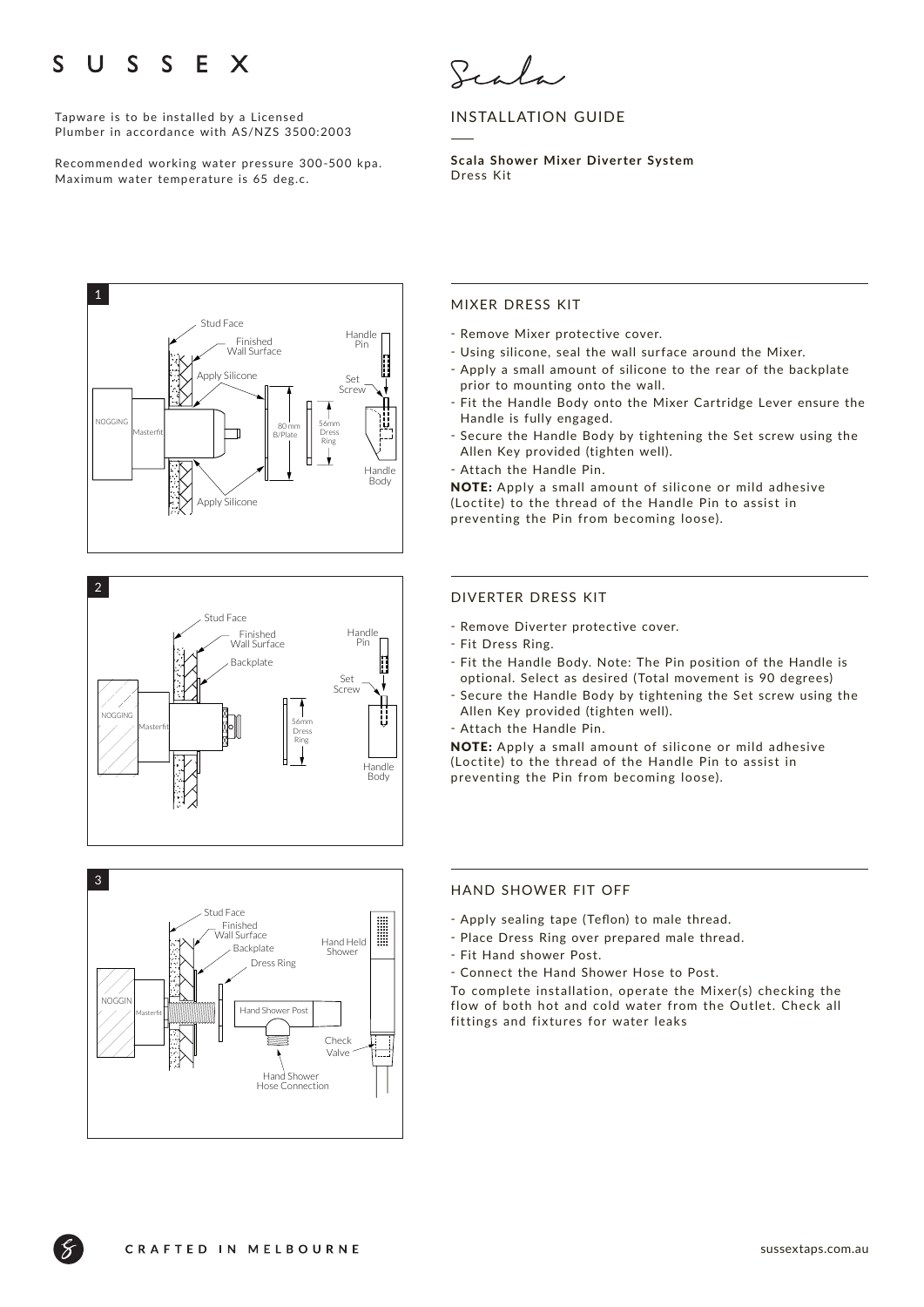# SUSSEX

Tapware is to be installed by a Licensed Plumber in accordance with AS/NZS 3500:2003

Recommended working water pressure 300-500 kpa. Maximum water temperature is 65 deg.c.

Scala

## INSTALLATION GUIDE

**Scala Shower Mixer Diverter System**
Dress Kit

### MIXER DRESS KIT

- Remove Mixer protective cover.
- Using silicone, seal the wall surface around the Mixer.
- Apply a small amount of silicone to the rear of the backplate prior to mounting onto the wall.
- Fit the Handle Body onto the Mixer Cartridge Lever ensure the Handle is fully engaged.
- Secure the Handle Body by tightening the Set screw using the Allen Key provided (tighten well).
- Attach the Handle Pin.

**NOTE:** Apply a small amount of silicone or mild adhesive (Loctite) to the thread of the Handle Pin to assist in preventing the Pin from becoming loose).

### DIVERTER DRESS KIT

- Remove Diverter protective cover.
- Fit Dress Ring.
- Fit the Handle Body. Note: The Pin position of the Handle is optional. Select as desired (Total movement is 90 degrees)
- Secure the Handle Body by tightening the Set screw using the Allen Key provided (tighten well).
- Attach the Handle Pin.

**NOTE:** Apply a small amount of silicone or mild adhesive (Loctite) to the thread of the Handle Pin to assist in preventing the Pin from becoming loose).

### HAND SHOWER FIT OFF

- Apply sealing tape (Teflon) to male thread.
- Place Dress Ring over prepared male thread.
- Fit Hand shower Post.
- Connect the Hand Shower Hose to Post.

To complete installation, operate the Mixer(s) checking the flow of both hot and cold water from the Outlet. Check all fittings and fixtures for water leaks

CRAFTED IN MELBOURNE

sussextaps.com.au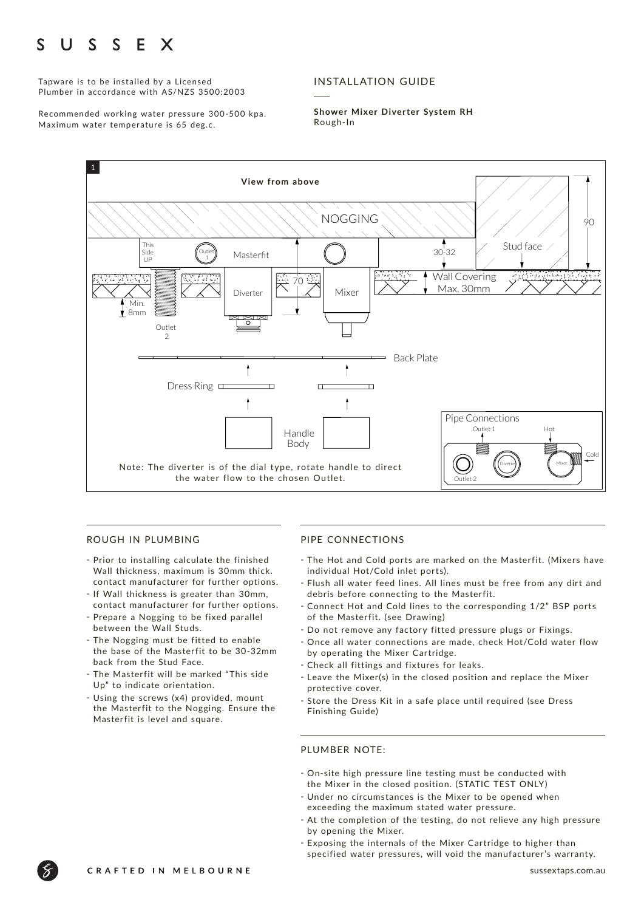# SUSSEX

Tapware is to be installed by a Licensed Plumber in accordance with AS/NZS 3500:2003

Recommended working water pressure 300-500 kpa.
Maximum water temperature is 65 deg.c.

## INSTALLATION GUIDE

**Shower Mixer Diverter System RH**
Rough-In

1

**View from above**

NOGGING

90

Stud face

30-32

This Side UP

Outlet 1

Masterfit

Diverter

70

Mixer

Wall Covering Max. 30mm

Min. 8mm

Outlet 2

Back Plate

Dress Ring

Handle Body

Pipe Connections

Outlet 1

Hot

Cold

Diverter

Mixer

Outlet 2

Note: The diverter is of the dial type, rotate handle to direct the water flow to the chosen Outlet.

### ROUGH IN PLUMBING

- Prior to installing calculate the finished Wall thickness, maximum is 30mm thick. contact manufacturer for further options.
- If Wall thickness is greater than 30mm, contact manufacturer for further options.
- Prepare a Nogging to be fixed parallel between the Wall Studs.
- The Nogging must be fitted to enable the base of the Masterfit to be 30-32mm back from the Stud Face.
- The Masterfit will be marked "This side Up" to indicate orientation.
- Using the screws (x4) provided, mount the Masterfit to the Nogging. Ensure the Masterfit is level and square.

### PIPE CONNECTIONS

- The Hot and Cold ports are marked on the Masterfit. (Mixers have individual Hot/Cold inlet ports).
- Flush all water feed lines. All lines must be free from any dirt and debris before connecting to the Masterfit.
- Connect Hot and Cold lines to the corresponding 1/2" BSP ports of the Masterfit. (see Drawing)
- Do not remove any factory fitted pressure plugs or Fixings.
- Once all water connections are made, check Hot/Cold water flow by operating the Mixer Cartridge.
- Check all fittings and fixtures for leaks.
- Leave the Mixer(s) in the closed position and replace the Mixer protective cover.
- Store the Dress Kit in a safe place until required (see Dress Finishing Guide)

### PLUMBER NOTE:

- On-site high pressure line testing must be conducted with the Mixer in the closed position. (STATIC TEST ONLY)
- Under no circumstances is the Mixer to be opened when exceeding the maximum stated water pressure.
- At the completion of the testing, do not relieve any high pressure by opening the Mixer.
- Exposing the internals of the Mixer Cartridge to higher than specified water pressures, will void the manufacturer's warranty.

CRAFTED IN MELBOURNE

sussextaps.com.au